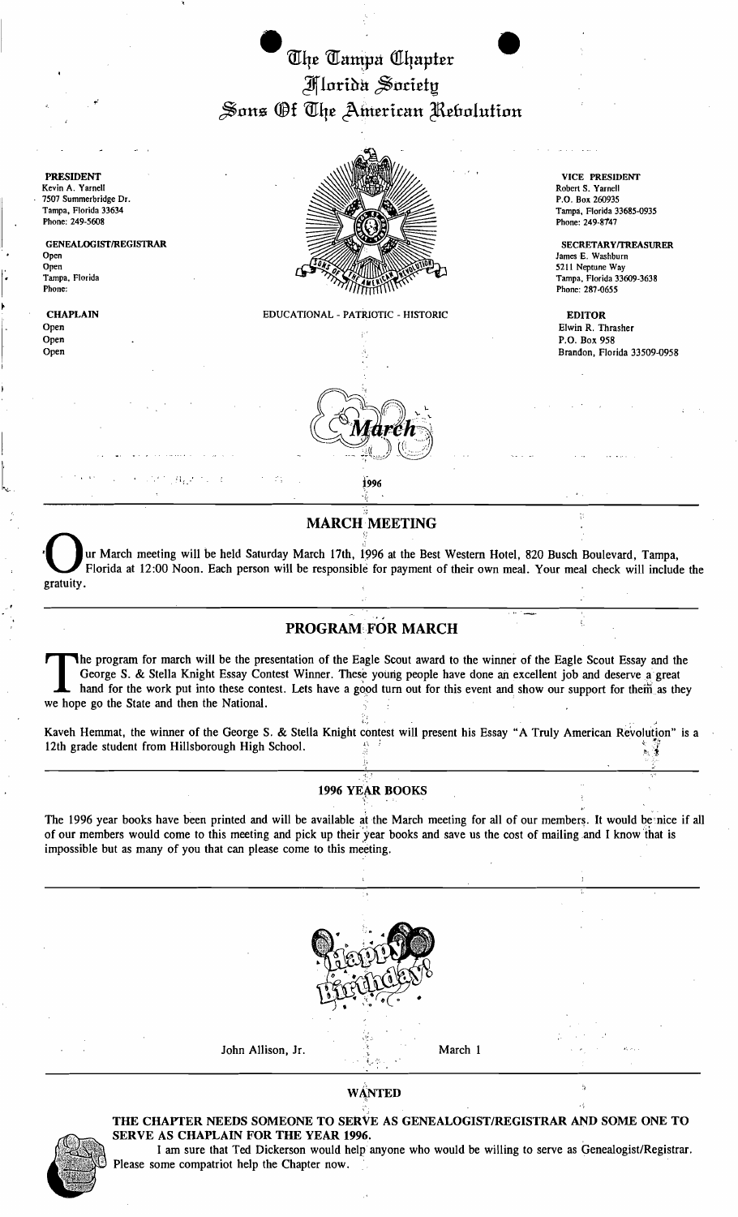# The Tampa Chapter
# Florida Society
# Sons Of The American Revolution

**PRESIDENT**
Kevin A. Yarnell
7507 Summerbridge Dr.
Tampa, Florida 33634
Phone: 249-5608

**GENEALOGIST/REGISTRAR**
Open
Open
Tampa, Florida
Phone:

**CHAPLAIN**
Open
Open
Open

**VICE PRESIDENT**
Robert S. Yarnell
P.O. Box 260935
Tampa, Florida 33685-0935
Phone: 249-8747

**SECRETARY/TREASURER**
James E. Washburn
5211 Neptune Way
Tampa, Florida 33609-3638
Phone: 287-0655

**EDITOR**
Elwin R. Thrasher
P.O. Box 958
Brandon, Florida 33509-0958

EDUCATIONAL - PATRIOTIC - HISTORIC

March

1996

## MARCH MEETING

Our March meeting will be held Saturday March 17th, 1996 at the Best Western Hotel, 820 Busch Boulevard, Tampa, Florida at 12:00 Noon. Each person will be responsible for payment of their own meal. Your meal check will include the gratuity.

## PROGRAM FOR MARCH

The program for march will be the presentation of the Eagle Scout award to the winner of the Eagle Scout Essay and the George S. & Stella Knight Essay Contest Winner. These young people have done an excellent job and deserve a great hand for the work put into these contest. Lets have a good turn out for this event and show our support for them as they we hope go the State and then the National.

Kaveh Hemmat, the winner of the George S. & Stella Knight contest will present his Essay "A Truly American Revolution" is a 12th grade student from Hillsborough High School.

### 1996 YEAR BOOKS

The 1996 year books have been printed and will be available at the March meeting for all of our members. It would be nice if all of our members would come to this meeting and pick up their year books and save us the cost of mailing and I know that is impossible but as many of you that can please come to this meeting.

Happy Birthday!

John Allison, Jr. — March 1

### WANTED

**THE CHAPTER NEEDS SOMEONE TO SERVE AS GENEALOGIST/REGISTRAR AND SOME ONE TO SERVE AS CHAPLAIN FOR THE YEAR 1996.**

I am sure that Ted Dickerson would help anyone who would be willing to serve as Genealogist/Registrar. Please some compatriot help the Chapter now.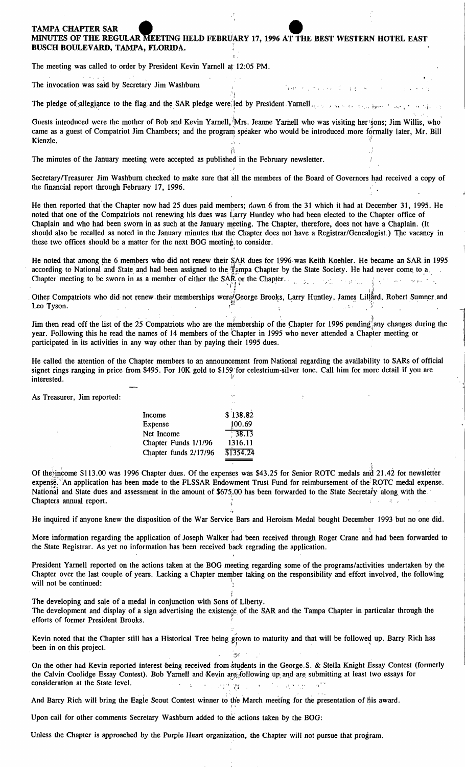**TAMPA CHAPTER SAR**
**MINUTES OF THE REGULAR MEETING HELD FEBRUARY 17, 1996 AT THE BEST WESTERN HOTEL EAST BUSCH BOULEVARD, TAMPA, FLORIDA.**

The meeting was called to order by President Kevin Yarnell at 12:05 PM.

The invocation was said by Secretary Jim Washburn

The pledge of allegiance to the flag and the SAR pledge were led by President Yarnell.

Guests introduced were the mother of Bob and Kevin Yarnell, Mrs. Jeanne Yarnell who was visiting her sons; Jim Willis, who came as a guest of Compatriot Jim Chambers; and the program speaker who would be introduced more formally later, Mr. Bill Kienzle.

The minutes of the January meeting were accepted as published in the February newsletter.

Secretary/Treasurer Jim Washburn checked to make sure that all the members of the Board of Governors had received a copy of the financial report through February 17, 1996.

He then reported that the Chapter now had 25 dues paid members; down 6 from the 31 which it had at December 31, 1995. He noted that one of the Compatriots not renewing his dues was Larry Huntley who had been elected to the Chapter office of Chaplain and who had been sworn in as such at the January meeting. The Chapter, therefore, does not have a Chaplain. (It should also be recalled as noted in the January minutes that the Chapter does not have a Registrar/Genealogist.) The vacancy in these two offices should be a matter for the next BOG meeting to consider.

He noted that among the 6 members who did not renew their SAR dues for 1996 was Keith Koehler. He became an SAR in 1995 according to National and State and had been assigned to the Tampa Chapter by the State Society. He had never come to a Chapter meeting to be sworn in as a member of either the SAR or the Chapter.

Other Compatriots who did not renew their memberships were George Brooks, Larry Huntley, James Lillard, Robert Sumner and Leo Tyson.

Jim then read off the list of the 25 Compatriots who are the membership of the Chapter for 1996 pending any changes during the year. Following this he read the names of 14 members of the Chapter in 1995 who never attended a Chapter meeting or participated in its activities in any way other than by paying their 1995 dues.

He called the attention of the Chapter members to an announcement from National regarding the availability to SARs of official signet rings ranging in price from $495. For 10K gold to $159 for celestrium-silver tone. Call him for more detail if you are interested.

As Treasurer, Jim reported:

| | |
|---|---|
| Income | $ 138.82 |
| Expense | 100.69 |
| Net Income | 38.13 |
| Chapter Funds 1/1/96 | 1316.11 |
| Chapter funds 2/17/96 | $1354.24 |

Of the income $113.00 was 1996 Chapter dues. Of the expenses was $43.25 for Senior ROTC medals and 21.42 for newsletter expense. An application has been made to the FLSSAR Endowment Trust Fund for reimbursement of the ROTC medal expense. National and State dues and assessment in the amount of $675.00 has been forwarded to the State Secretary along with the Chapters annual report.

He inquired if anyone knew the disposition of the War Service Bars and Heroism Medal bought December 1993 but no one did.

More information regarding the application of Joseph Walker had been received through Roger Crane and had been forwarded to the State Registrar. As yet no information has been received back regrading the application.

President Yarnell reported on the actions taken at the BOG meeting regarding some of the programs/activities undertaken by the Chapter over the last couple of years. Lacking a Chapter member taking on the responsibility and effort involved, the following will not be continued:

The developing and sale of a medal in conjunction with Sons of Liberty.
The development and display of a sign advertising the existence of the SAR and the Tampa Chapter in particular through the efforts of former President Brooks.

Kevin noted that the Chapter still has a Historical Tree being grown to maturity and that will be followed up. Barry Rich has been in on this project.

On the other had Kevin reported interest being received from students in the George S. & Stella Knight Essay Contest (formerly the Calvin Coolidge Essay Contest). Bob Yarnell and Kevin are following up and are submitting at least two essays for consideration at the State level.

And Barry Rich will bring the Eagle Scout Contest winner to the March meeting for the presentation of his award.

Upon call for other comments Secretary Washburn added to the actions taken by the BOG:

Unless the Chapter is approached by the Purple Heart organization, the Chapter will not pursue that program.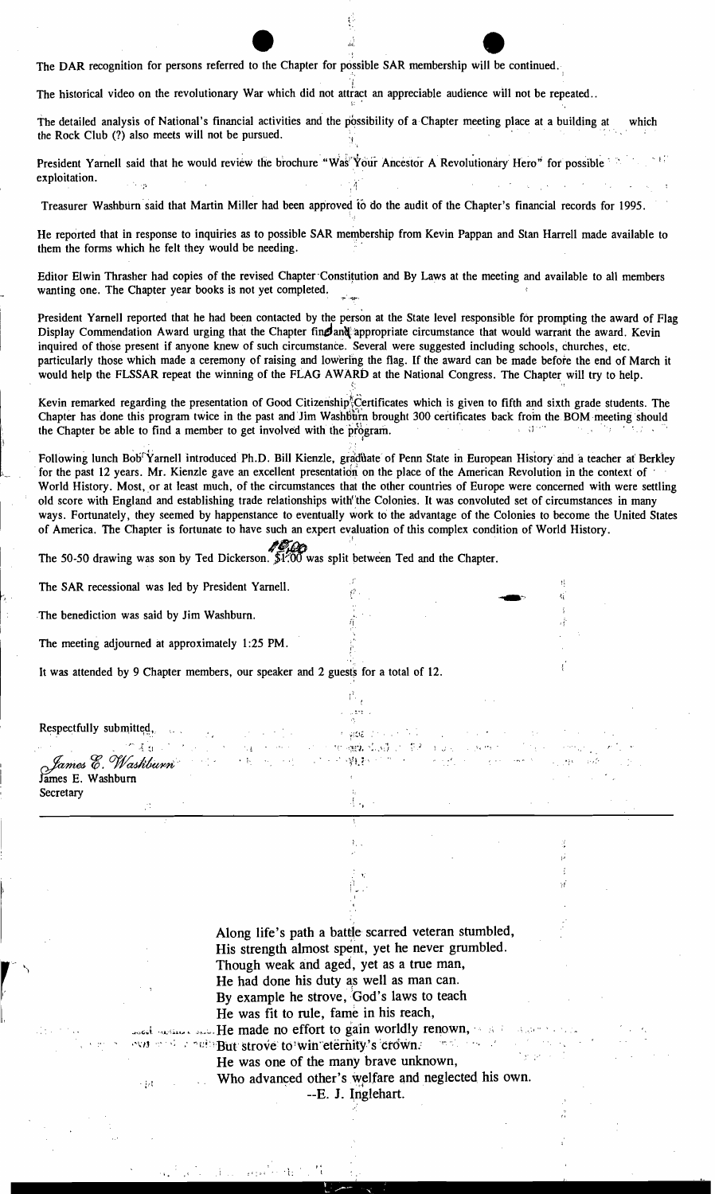The DAR recognition for persons referred to the Chapter for possible SAR membership will be continued.

The historical video on the revolutionary War which did not attract an appreciable audience will not be repeated..

The detailed analysis of National's financial activities and the possibility of a Chapter meeting place at a building at which the Rock Club (?) also meets will not be pursued.

President Yarnell said that he would review the brochure "Was Your Ancestor A Revolutionary Hero" for possible exploitation.

Treasurer Washburn said that Martin Miller had been approved to do the audit of the Chapter's financial records for 1995.

He reported that in response to inquiries as to possible SAR membership from Kevin Pappan and Stan Harrell made available to them the forms which he felt they would be needing.

Editor Elwin Thrasher had copies of the revised Chapter Constitution and By Laws at the meeting and available to all members wanting one. The Chapter year books is not yet completed.

President Yarnell reported that he had been contacted by the person at the State level responsible for prompting the award of Flag Display Commendation Award urging that the Chapter find an appropriate circumstance that would warrant the award. Kevin inquired of those present if anyone knew of such circumstance. Several were suggested including schools, churches, etc. particularly those which made a ceremony of raising and lowering the flag. If the award can be made before the end of March it would help the FLSSAR repeat the winning of the FLAG AWARD at the National Congress. The Chapter will try to help.

Kevin remarked regarding the presentation of Good Citizenship Certificates which is given to fifth and sixth grade students. The Chapter has done this program twice in the past and Jim Washburn brought 300 certificates back from the BOM meeting should the Chapter be able to find a member to get involved with the program.

Following lunch Bob Yarnell introduced Ph.D. Bill Kienzle, graduate of Penn State in European History and a teacher at Berkley for the past 12 years. Mr. Kienzle gave an excellent presentation on the place of the American Revolution in the context of World History. Most, or at least much, of the circumstances that the other countries of Europe were concerned with were settling old score with England and establishing trade relationships with the Colonies. It was convoluted set of circumstances in many ways. Fortunately, they seemed by happenstance to eventually work to the advantage of the Colonies to become the United States of America. The Chapter is fortunate to have such an expert evaluation of this complex condition of World History.

The 50-50 drawing was son by Ted Dickerson. ~~$1.00~~ 10.00 was split between Ted and the Chapter.

The SAR recessional was led by President Yarnell.

The benediction was said by Jim Washburn.

The meeting adjourned at approximately 1:25 PM.

It was attended by 9 Chapter members, our speaker and 2 guests for a total of 12.

Respectfully submitted,

*James E. Washburn*
James E. Washburn
Secretary

---

Along life's path a battle scarred veteran stumbled,
His strength almost spent, yet he never grumbled.
Though weak and aged, yet as a true man,
He had done his duty as well as man can.
By example he strove, God's laws to teach
He was fit to rule, fame in his reach,
He made no effort to gain worldly renown,
But strove to win eternity's crown.
He was one of the many brave unknown,
Who advanced other's welfare and neglected his own.

--E. J. Inglehart.